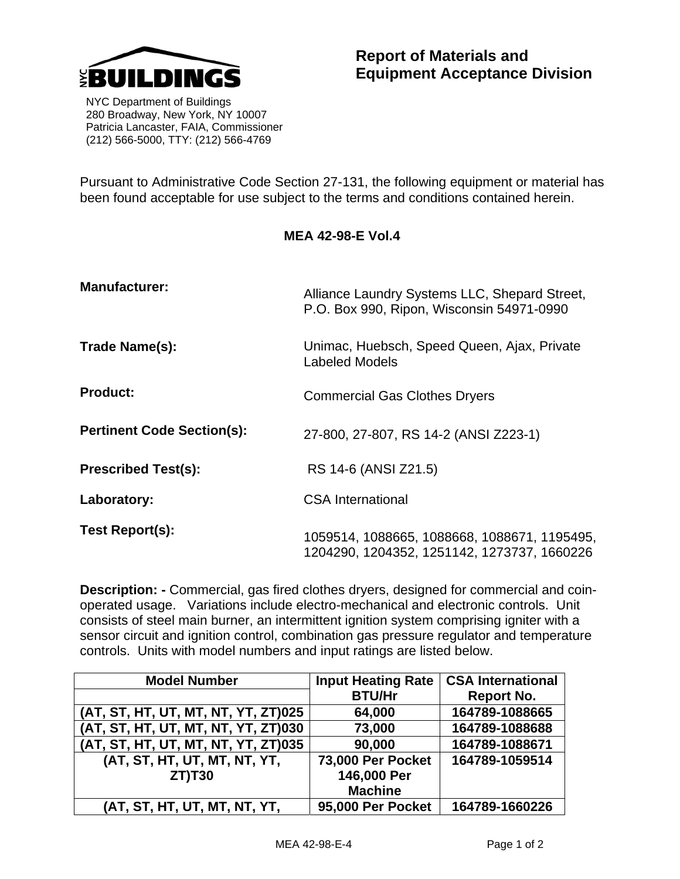NYC BUILDINGS

NYC Department of Buildings
280 Broadway, New York, NY 10007
Patricia Lancaster, FAIA, Commissioner
(212) 566-5000, TTY: (212) 566-4769

# Report of Materials and Equipment Acceptance Division

Pursuant to Administrative Code Section 27-131, the following equipment or material has been found acceptable for use subject to the terms and conditions contained herein.

## MEA 42-98-E Vol.4

**Manufacturer:** Alliance Laundry Systems LLC, Shepard Street, P.O. Box 990, Ripon, Wisconsin 54971-0990

**Trade Name(s):** Unimac, Huebsch, Speed Queen, Ajax, Private Labeled Models

**Product:** Commercial Gas Clothes Dryers

**Pertinent Code Section(s):** 27-800, 27-807, RS 14-2 (ANSI Z223-1)

**Prescribed Test(s):** RS 14-6 (ANSI Z21.5)

**Laboratory:** CSA International

**Test Report(s):** 1059514, 1088665, 1088668, 1088671, 1195495, 1204290, 1204352, 1251142, 1273737, 1660226

**Description: -** Commercial, gas fired clothes dryers, designed for commercial and coin-operated usage. Variations include electro-mechanical and electronic controls. Unit consists of steel main burner, an intermittent ignition system comprising igniter with a sensor circuit and ignition control, combination gas pressure regulator and temperature controls. Units with model numbers and input ratings are listed below.

| Model Number | Input Heating Rate BTU/Hr | CSA International Report No. |
|---|---|---|
| (AT, ST, HT, UT, MT, NT, YT, ZT)025 | 64,000 | 164789-1088665 |
| (AT, ST, HT, UT, MT, NT, YT, ZT)030 | 73,000 | 164789-1088688 |
| (AT, ST, HT, UT, MT, NT, YT, ZT)035 | 90,000 | 164789-1088671 |
| (AT, ST, HT, UT, MT, NT, YT, ZT)T30 | 73,000 Per Pocket 146,000 Per Machine | 164789-1059514 |
| (AT, ST, HT, UT, MT, NT, YT, | 95,000 Per Pocket | 164789-1660226 |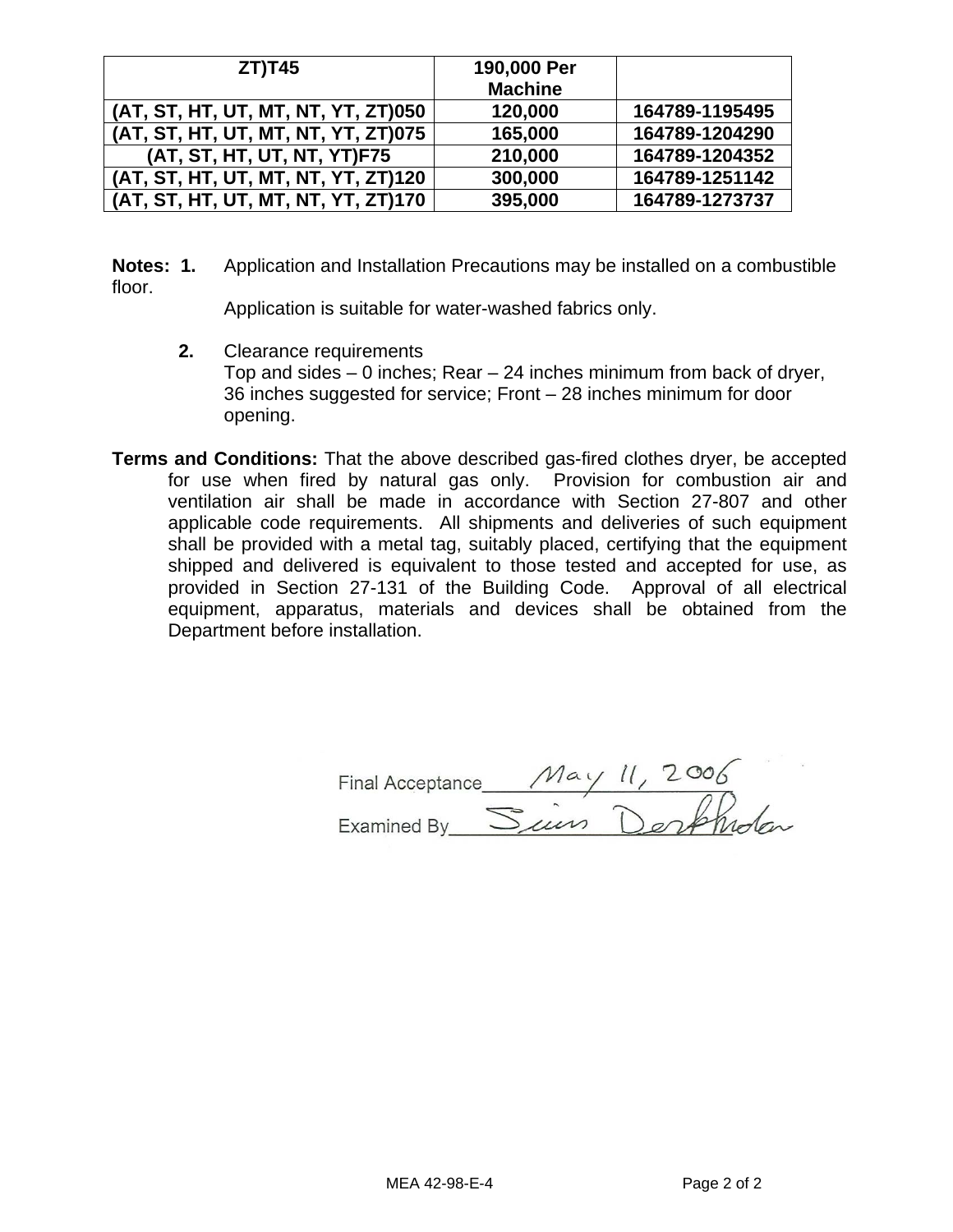| | | |
|---|---|---|
| ZT)T45 | 190,000 Per Machine | |
| (AT, ST, HT, UT, MT, NT, YT, ZT)050 | 120,000 | 164789-1195495 |
| (AT, ST, HT, UT, MT, NT, YT, ZT)075 | 165,000 | 164789-1204290 |
| (AT, ST, HT, UT, NT, YT)F75 | 210,000 | 164789-1204352 |
| (AT, ST, HT, UT, MT, NT, YT, ZT)120 | 300,000 | 164789-1251142 |
| (AT, ST, HT, UT, MT, NT, YT, ZT)170 | 395,000 | 164789-1273737 |

**Notes: 1.** Application and Installation Precautions may be installed on a combustible floor.

Application is suitable for water-washed fabrics only.

**2.** Clearance requirements
Top and sides – 0 inches; Rear – 24 inches minimum from back of dryer, 36 inches suggested for service; Front – 28 inches minimum for door opening.

**Terms and Conditions:** That the above described gas-fired clothes dryer, be accepted for use when fired by natural gas only. Provision for combustion air and ventilation air shall be made in accordance with Section 27-807 and other applicable code requirements. All shipments and deliveries of such equipment shall be provided with a metal tag, suitably placed, certifying that the equipment shipped and delivered is equivalent to those tested and accepted for use, as provided in Section 27-131 of the Building Code. Approval of all electrical equipment, apparatus, materials and devices shall be obtained from the Department before installation.

Final Acceptance May 11, 2006

Examined By Sium Derkhodan

MEA 42-98-E-4